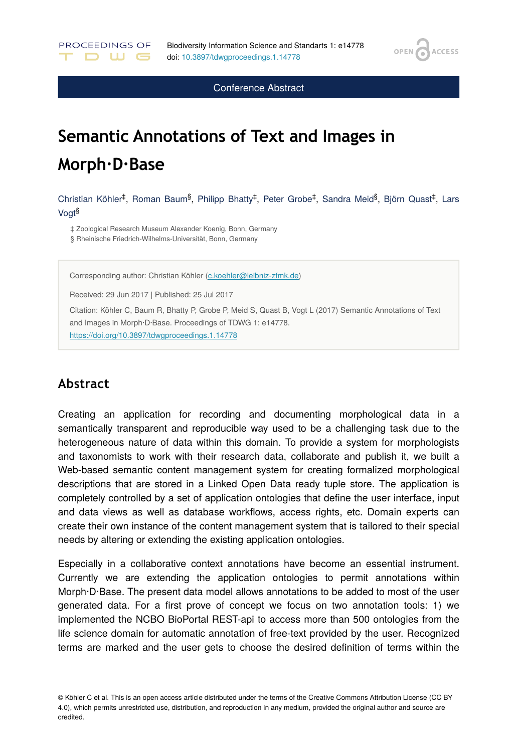Conference Abstract

# Semantic Annotations of Text and Images in Morph·D·Base

Christian Köhler[‡], Roman Baum[§], Philipp Bhatty[‡], Peter Grobe[‡], Sandra Meid[§], Björn Quast[‡], Lars Vogt[§]

‡ Zoological Research Museum Alexander Koenig, Bonn, Germany
§ Rheinische Friedrich-Wilhelms-Universität, Bonn, Germany

Corresponding author: Christian Köhler (c.koehler@leibniz-zfmk.de)

Received: 29 Jun 2017 | Published: 25 Jul 2017

Citation: Köhler C, Baum R, Bhatty P, Grobe P, Meid S, Quast B, Vogt L (2017) Semantic Annotations of Text and Images in Morph·D·Base. Proceedings of TDWG 1: e14778. https://doi.org/10.3897/tdwgproceedings.1.14778

## Abstract

Creating an application for recording and documenting morphological data in a semantically transparent and reproducible way used to be a challenging task due to the heterogeneous nature of data within this domain. To provide a system for morphologists and taxonomists to work with their research data, collaborate and publish it, we built a Web-based semantic content management system for creating formalized morphological descriptions that are stored in a Linked Open Data ready tuple store. The application is completely controlled by a set of application ontologies that define the user interface, input and data views as well as database workflows, access rights, etc. Domain experts can create their own instance of the content management system that is tailored to their special needs by altering or extending the existing application ontologies.

Especially in a collaborative context annotations have become an essential instrument. Currently we are extending the application ontologies to permit annotations within Morph·D·Base. The present data model allows annotations to be added to most of the user generated data. For a first prove of concept we focus on two annotation tools: 1) we implemented the NCBO BioPortal REST-api to access more than 500 ontologies from the life science domain for automatic annotation of free-text provided by the user. Recognized terms are marked and the user gets to choose the desired definition of terms within the

© Köhler C et al. This is an open access article distributed under the terms of the Creative Commons Attribution License (CC BY 4.0), which permits unrestricted use, distribution, and reproduction in any medium, provided the original author and source are credited.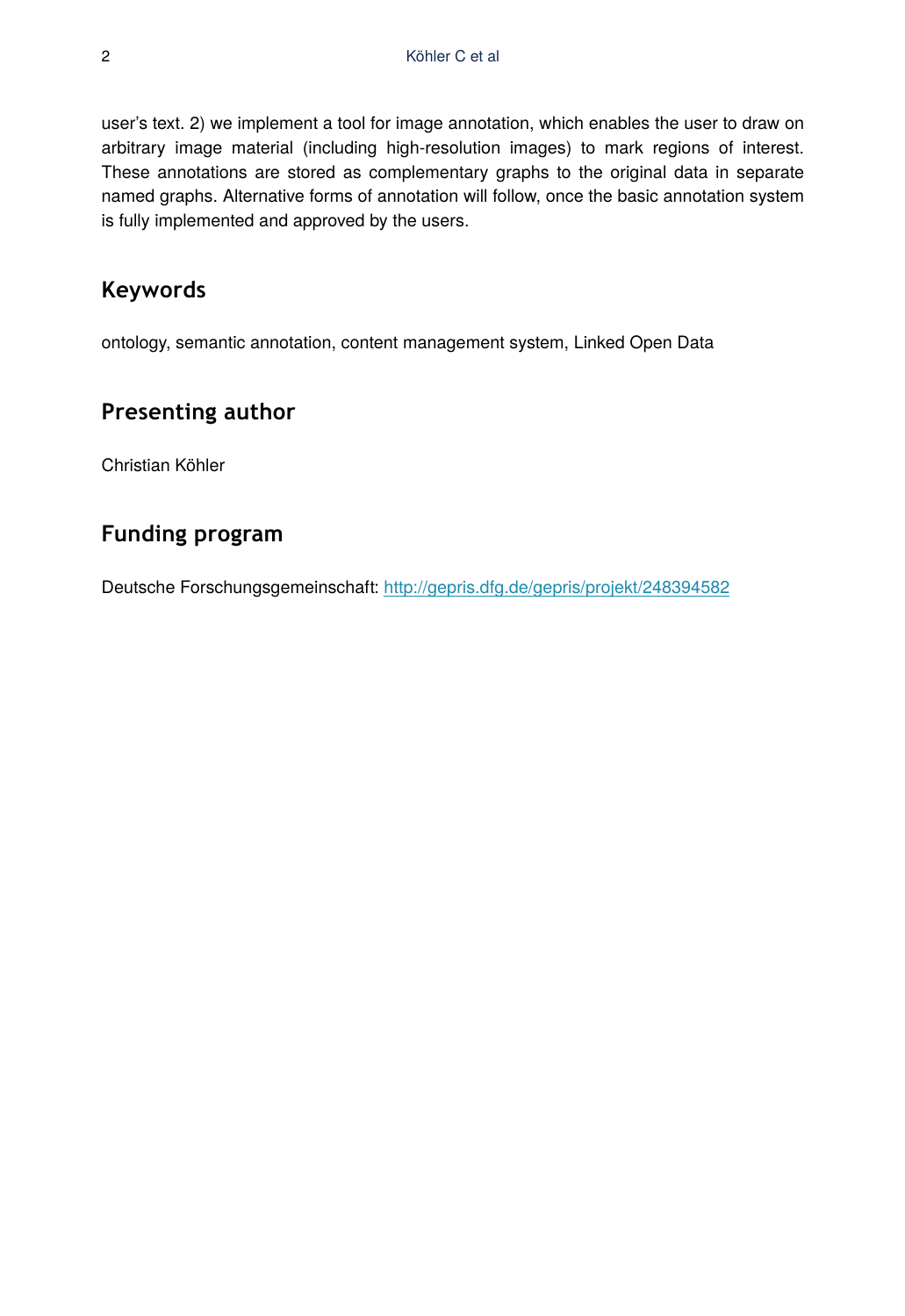user's text. 2) we implement a tool for image annotation, which enables the user to draw on arbitrary image material (including high-resolution images) to mark regions of interest. These annotations are stored as complementary graphs to the original data in separate named graphs. Alternative forms of annotation will follow, once the basic annotation system is fully implemented and approved by the users.

## Keywords

ontology, semantic annotation, content management system, Linked Open Data

## Presenting author

Christian Köhler

## Funding program

Deutsche Forschungsgemeinschaft: [http://gepris.dfg.de/gepris/projekt/248394582](http://gepris.dfg.de/gepris/projekt/248394582)